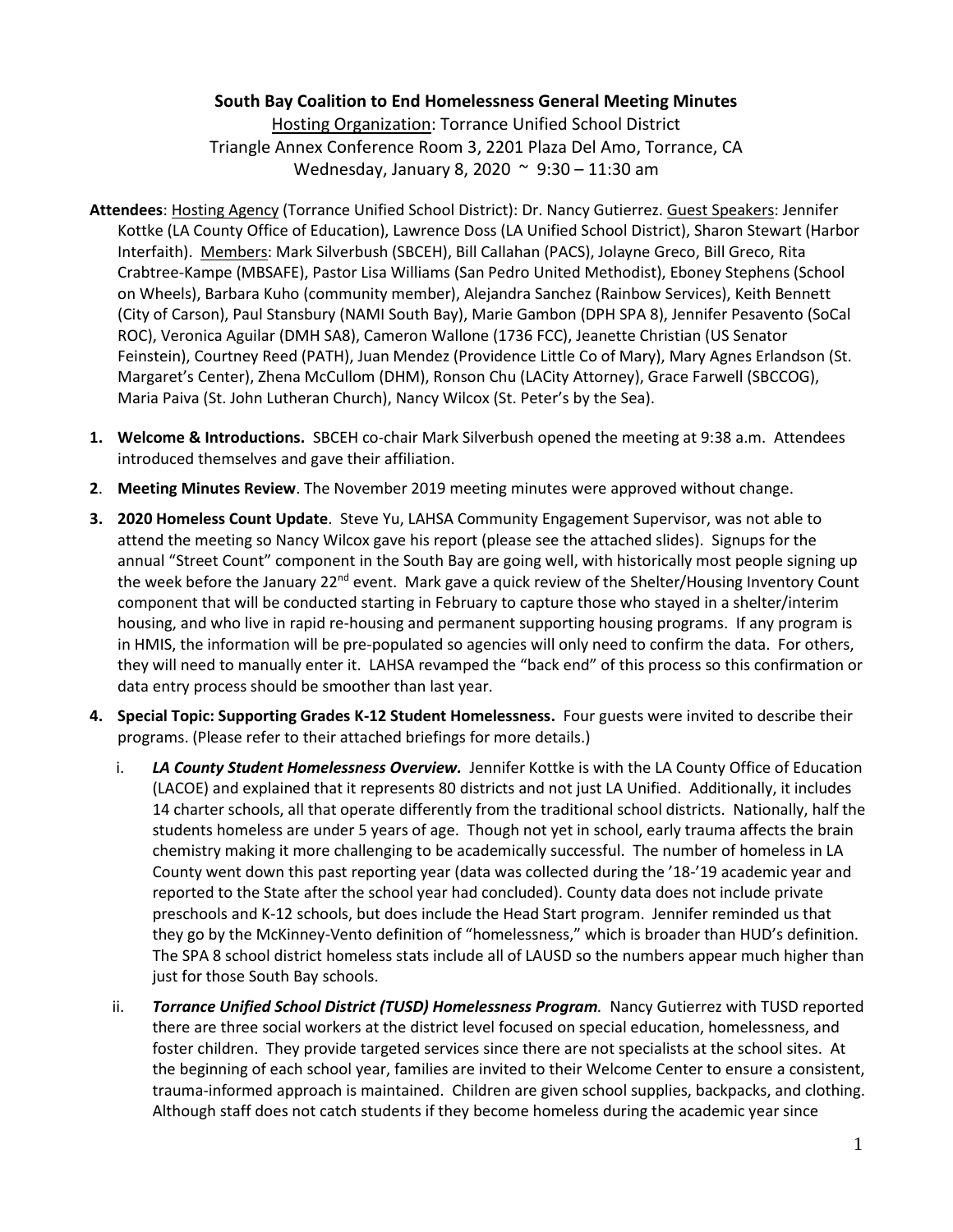**South Bay Coalition to End Homelessness General Meeting Minutes**

Hosting Organization: Torrance Unified School District
Triangle Annex Conference Room 3, 2201 Plaza Del Amo, Torrance, CA
Wednesday, January 8, 2020 ~ 9:30 – 11:30 am

**Attendees**: Hosting Agency (Torrance Unified School District): Dr. Nancy Gutierrez. Guest Speakers: Jennifer Kottke (LA County Office of Education), Lawrence Doss (LA Unified School District), Sharon Stewart (Harbor Interfaith). Members: Mark Silverbush (SBCEH), Bill Callahan (PACS), Jolayne Greco, Bill Greco, Rita Crabtree-Kampe (MBSAFE), Pastor Lisa Williams (San Pedro United Methodist), Eboney Stephens (School on Wheels), Barbara Kuho (community member), Alejandra Sanchez (Rainbow Services), Keith Bennett (City of Carson), Paul Stansbury (NAMI South Bay), Marie Gambon (DPH SPA 8), Jennifer Pesavento (SoCal ROC), Veronica Aguilar (DMH SA8), Cameron Wallone (1736 FCC), Jeanette Christian (US Senator Feinstein), Courtney Reed (PATH), Juan Mendez (Providence Little Co of Mary), Mary Agnes Erlandson (St. Margaret's Center), Zhena McCullom (DHM), Ronson Chu (LACity Attorney), Grace Farwell (SBCCOG), Maria Paiva (St. John Lutheran Church), Nancy Wilcox (St. Peter's by the Sea).

1. **Welcome & Introductions.** SBCEH co-chair Mark Silverbush opened the meeting at 9:38 a.m. Attendees introduced themselves and gave their affiliation.

2. **Meeting Minutes Review**. The November 2019 meeting minutes were approved without change.

3. **2020 Homeless Count Update**. Steve Yu, LAHSA Community Engagement Supervisor, was not able to attend the meeting so Nancy Wilcox gave his report (please see the attached slides). Signups for the annual "Street Count" component in the South Bay are going well, with historically most people signing up the week before the January 22nd event. Mark gave a quick review of the Shelter/Housing Inventory Count component that will be conducted starting in February to capture those who stayed in a shelter/interim housing, and who live in rapid re-housing and permanent supporting housing programs. If any program is in HMIS, the information will be pre-populated so agencies will only need to confirm the data. For others, they will need to manually enter it. LAHSA revamped the "back end" of this process so this confirmation or data entry process should be smoother than last year.

4. **Special Topic: Supporting Grades K-12 Student Homelessness.** Four guests were invited to describe their programs. (Please refer to their attached briefings for more details.)

   i. ***LA County Student Homelessness Overview.*** Jennifer Kottke is with the LA County Office of Education (LACOE) and explained that it represents 80 districts and not just LA Unified. Additionally, it includes 14 charter schools, all that operate differently from the traditional school districts. Nationally, half the students homeless are under 5 years of age. Though not yet in school, early trauma affects the brain chemistry making it more challenging to be academically successful. The number of homeless in LA County went down this past reporting year (data was collected during the '18-'19 academic year and reported to the State after the school year had concluded). County data does not include private preschools and K-12 schools, but does include the Head Start program. Jennifer reminded us that they go by the McKinney-Vento definition of "homelessness," which is broader than HUD's definition. The SPA 8 school district homeless stats include all of LAUSD so the numbers appear much higher than just for those South Bay schools.

   ii. ***Torrance Unified School District (TUSD) Homelessness Program.*** Nancy Gutierrez with TUSD reported there are three social workers at the district level focused on special education, homelessness, and foster children. They provide targeted services since there are not specialists at the school sites. At the beginning of each school year, families are invited to their Welcome Center to ensure a consistent, trauma-informed approach is maintained. Children are given school supplies, backpacks, and clothing. Although staff does not catch students if they become homeless during the academic year since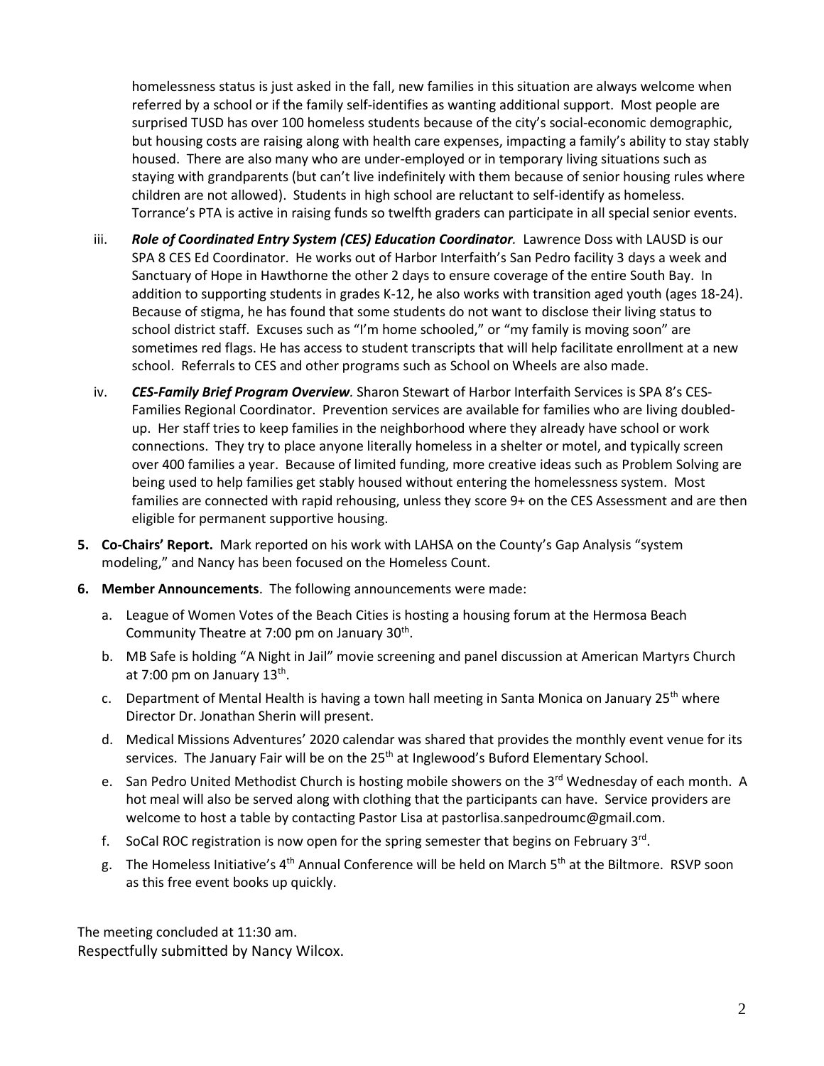homelessness status is just asked in the fall, new families in this situation are always welcome when referred by a school or if the family self-identifies as wanting additional support. Most people are surprised TUSD has over 100 homeless students because of the city's social-economic demographic, but housing costs are raising along with health care expenses, impacting a family's ability to stay stably housed. There are also many who are under-employed or in temporary living situations such as staying with grandparents (but can't live indefinitely with them because of senior housing rules where children are not allowed). Students in high school are reluctant to self-identify as homeless. Torrance's PTA is active in raising funds so twelfth graders can participate in all special senior events.

iii. ***Role of Coordinated Entry System (CES) Education Coordinator***. Lawrence Doss with LAUSD is our SPA 8 CES Ed Coordinator. He works out of Harbor Interfaith's San Pedro facility 3 days a week and Sanctuary of Hope in Hawthorne the other 2 days to ensure coverage of the entire South Bay. In addition to supporting students in grades K-12, he also works with transition aged youth (ages 18-24). Because of stigma, he has found that some students do not want to disclose their living status to school district staff. Excuses such as "I'm home schooled," or "my family is moving soon" are sometimes red flags. He has access to student transcripts that will help facilitate enrollment at a new school. Referrals to CES and other programs such as School on Wheels are also made.

iv. ***CES-Family Brief Program Overview***. Sharon Stewart of Harbor Interfaith Services is SPA 8's CES-Families Regional Coordinator. Prevention services are available for families who are living doubled-up. Her staff tries to keep families in the neighborhood where they already have school or work connections. They try to place anyone literally homeless in a shelter or motel, and typically screen over 400 families a year. Because of limited funding, more creative ideas such as Problem Solving are being used to help families get stably housed without entering the homelessness system. Most families are connected with rapid rehousing, unless they score 9+ on the CES Assessment and are then eligible for permanent supportive housing.

**5. Co-Chairs' Report.** Mark reported on his work with LAHSA on the County's Gap Analysis "system modeling," and Nancy has been focused on the Homeless Count.

**6. Member Announcements**. The following announcements were made:

a. League of Women Votes of the Beach Cities is hosting a housing forum at the Hermosa Beach Community Theatre at 7:00 pm on January 30th.

b. MB Safe is holding "A Night in Jail" movie screening and panel discussion at American Martyrs Church at 7:00 pm on January 13th.

c. Department of Mental Health is having a town hall meeting in Santa Monica on January 25th where Director Dr. Jonathan Sherin will present.

d. Medical Missions Adventures' 2020 calendar was shared that provides the monthly event venue for its services. The January Fair will be on the 25th at Inglewood's Buford Elementary School.

e. San Pedro United Methodist Church is hosting mobile showers on the 3rd Wednesday of each month. A hot meal will also be served along with clothing that the participants can have. Service providers are welcome to host a table by contacting Pastor Lisa at pastorlisa.sanpedroumc@gmail.com.

f. SoCal ROC registration is now open for the spring semester that begins on February 3rd.

g. The Homeless Initiative's 4th Annual Conference will be held on March 5th at the Biltmore. RSVP soon as this free event books up quickly.

The meeting concluded at 11:30 am.
Respectfully submitted by Nancy Wilcox.